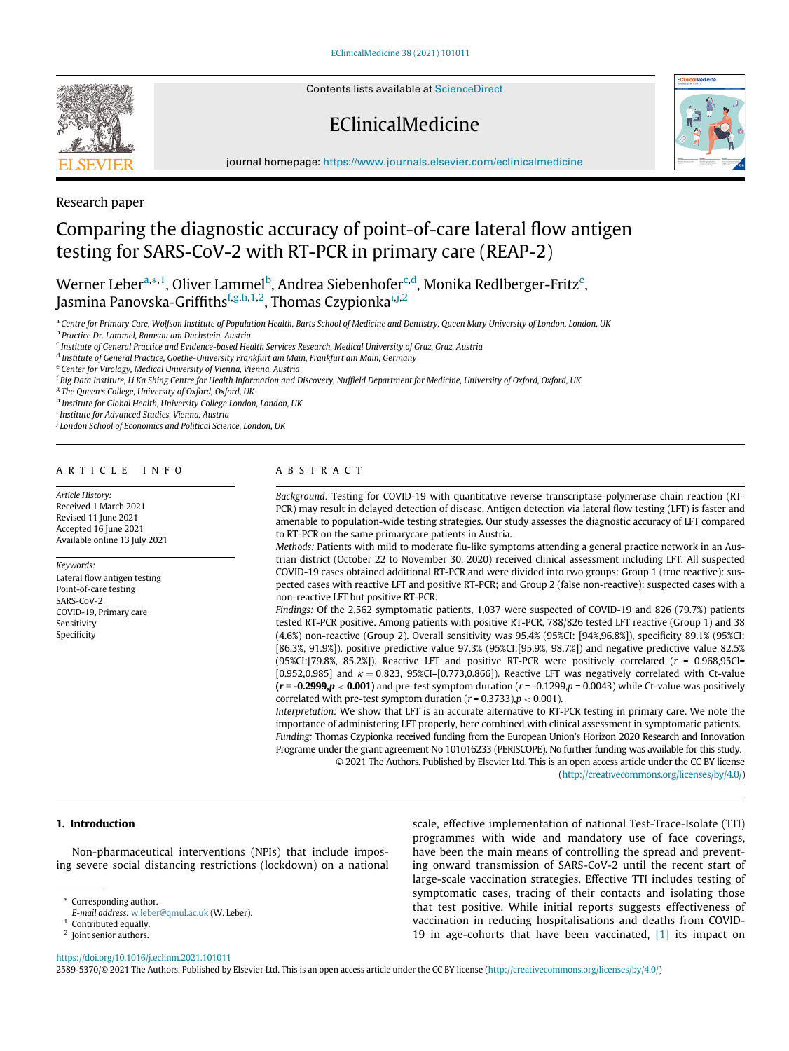Research paper

# Comparing the diagnostic accuracy of point-of-care lateral flow antigen testing for SARS-CoV-2 with RT-PCR in primary care (REAP-2)

Werner Leber[a,*,1], Oliver Lammel[b], Andrea Siebenhofer[c,d], Monika Redlberger-Fritz[e], Jasmina Panovska-Griffiths[f,g,h,1,2], Thomas Czypionka[i,j,2]

[a] Centre for Primary Care, Wolfson Institute of Population Health, Barts School of Medicine and Dentistry, Queen Mary University of London, London, UK
[b] Practice Dr. Lammel, Ramsau am Dachstein, Austria
[c] Institute of General Practice and Evidence-based Health Services Research, Medical University of Graz, Graz, Austria
[d] Institute of General Practice, Goethe-University Frankfurt am Main, Frankfurt am Main, Germany
[e] Center for Virology, Medical University of Vienna, Vienna, Austria
[f] Big Data Institute, Li Ka Shing Centre for Health Information and Discovery, Nuffield Department for Medicine, University of Oxford, Oxford, UK
[g] The Queen's College, University of Oxford, Oxford, UK
[h] Institute for Global Health, University College London, London, UK
[i] Institute for Advanced Studies, Vienna, Austria
[j] London School of Economics and Political Science, London, UK

## ARTICLE INFO

*Article History:*
Received 1 March 2021
Revised 11 June 2021
Accepted 16 June 2021
Available online 13 July 2021

*Keywords:*
Lateral flow antigen testing
Point-of-care testing
SARS-CoV-2
COVID-19, Primary care
Sensitivity
Specificity

## ABSTRACT

*Background:* Testing for COVID-19 with quantitative reverse transcriptase-polymerase chain reaction (RT-PCR) may result in delayed detection of disease. Antigen detection via lateral flow testing (LFT) is faster and amenable to population-wide testing strategies. Our study assesses the diagnostic accuracy of LFT compared to RT-PCR on the same primarycare patients in Austria.

*Methods:* Patients with mild to moderate flu-like symptoms attending a general practice network in an Austrian district (October 22 to November 30, 2020) received clinical assessment including LFT. All suspected COVID-19 cases obtained additional RT-PCR and were divided into two groups: Group 1 (true reactive): suspected cases with reactive LFT and positive RT-PCR; and Group 2 (false non-reactive): suspected cases with a non-reactive LFT but positive RT-PCR.

*Findings:* Of the 2,562 symptomatic patients, 1,037 were suspected of COVID-19 and 826 (79.7%) patients tested RT-PCR positive. Among patients with positive RT-PCR, 788/826 tested LFT reactive (Group 1) and 38 (4.6%) non-reactive (Group 2). Overall sensitivity was 95.4% (95%CI: [94%,96.8%]), specificity 89.1% (95%CI: [86.3%, 91.9%]), positive predictive value 97.3% (95%CI:[95.9%, 98.7%]) and negative predictive value 82.5% (95%CI:[79.8%, 85.2%]). Reactive LFT and positive RT-PCR were positively correlated ($r$ = 0.968,95CI= [0.952,0.985] and $\kappa = 0.823$, 95%CI=[0.773,0.866]). Reactive LFT was negatively correlated with Ct-value (**$r$ = -0.2999,$p$ < 0.001**) and pre-test symptom duration ($r$ = -0.1299,$p$ = 0.0043) while Ct-value was positively correlated with pre-test symptom duration ($r$ = 0.3733),$p$ < 0.001).

*Interpretation:* We show that LFT is an accurate alternative to RT-PCR testing in primary care. We note the importance of administering LFT properly, here combined with clinical assessment in symptomatic patients.

*Funding:* Thomas Czypionka received funding from the European Union's Horizon 2020 Research and Innovation Programe under the grant agreement No 101016233 (PERISCOPE). No further funding was available for this study.

© 2021 The Authors. Published by Elsevier Ltd. This is an open access article under the CC BY license (http://creativecommons.org/licenses/by/4.0/)

## 1. Introduction

Non-pharmaceutical interventions (NPIs) that include imposing severe social distancing restrictions (lockdown) on a national scale, effective implementation of national Test-Trace-Isolate (TTI) programmes with wide and mandatory use of face coverings, have been the main means of controlling the spread and preventing onward transmission of SARS-CoV-2 until the recent start of large-scale vaccination strategies. Effective TTI includes testing of symptomatic cases, tracing of their contacts and isolating those that test positive. While initial reports suggests effectiveness of vaccination in reducing hospitalisations and deaths from COVID-19 in age-cohorts that have been vaccinated, [1] its impact on

* Corresponding author.
*E-mail address:* w.leber@qmul.ac.uk (W. Leber).
1 Contributed equally.
2 Joint senior authors.

https://doi.org/10.1016/j.eclinm.2021.101011
2589-5370/© 2021 The Authors. Published by Elsevier Ltd. This is an open access article under the CC BY license (http://creativecommons.org/licenses/by/4.0/)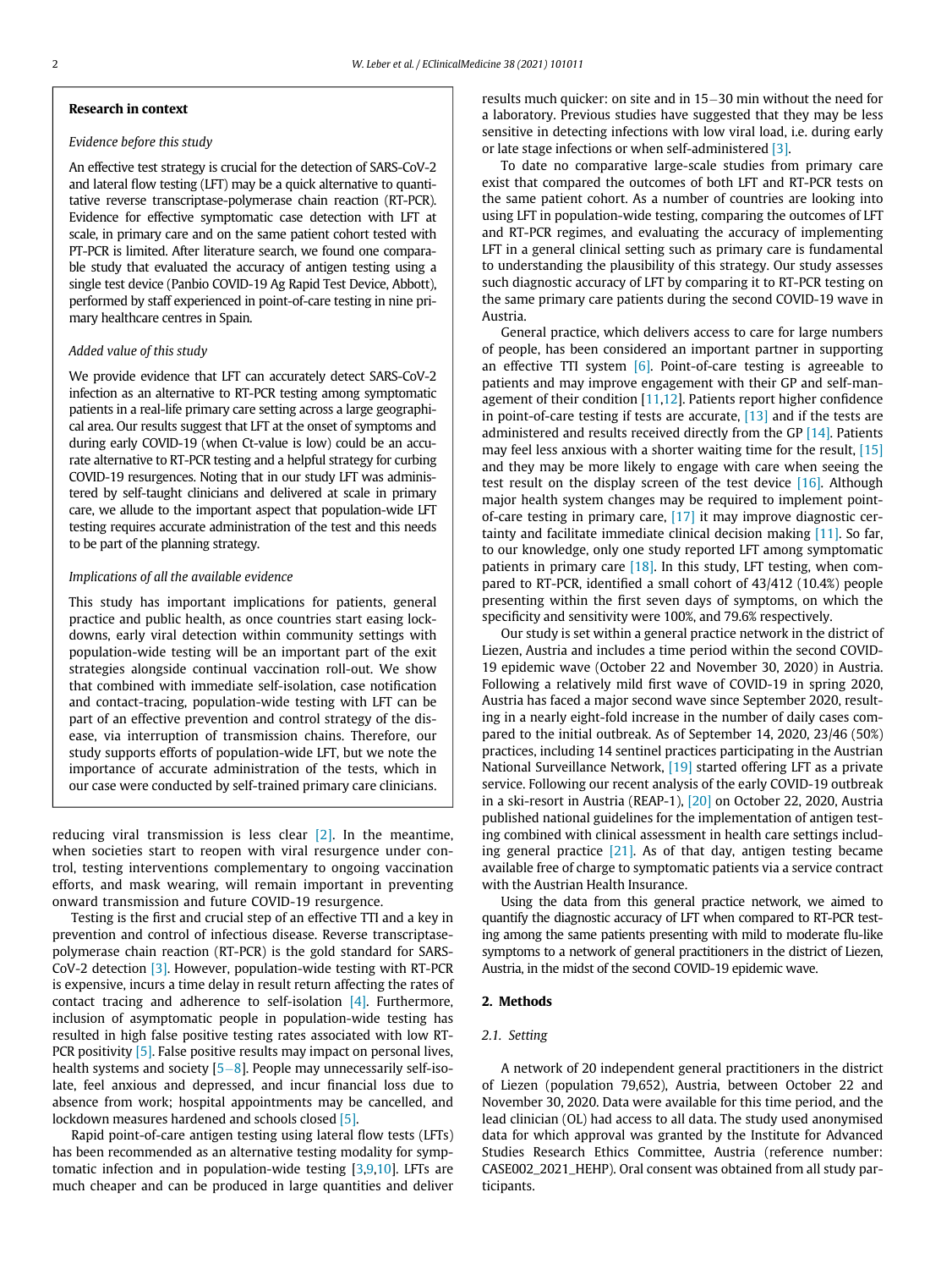**Research in context**

*Evidence before this study*

An effective test strategy is crucial for the detection of SARS-CoV-2 and lateral flow testing (LFT) may be a quick alternative to quantitative reverse transcriptase-polymerase chain reaction (RT-PCR). Evidence for effective symptomatic case detection with LFT at scale, in primary care and on the same patient cohort tested with PT-PCR is limited. After literature search, we found one comparable study that evaluated the accuracy of antigen testing using a single test device (Panbio COVID-19 Ag Rapid Test Device, Abbott), performed by staff experienced in point-of-care testing in nine primary healthcare centres in Spain.

*Added value of this study*

We provide evidence that LFT can accurately detect SARS-CoV-2 infection as an alternative to RT-PCR testing among symptomatic patients in a real-life primary care setting across a large geographical area. Our results suggest that LFT at the onset of symptoms and during early COVID-19 (when Ct-value is low) could be an accurate alternative to RT-PCR testing and a helpful strategy for curbing COVID-19 resurgences. Noting that in our study LFT was administered by self-taught clinicians and delivered at scale in primary care, we allude to the important aspect that population-wide LFT testing requires accurate administration of the test and this needs to be part of the planning strategy.

*Implications of all the available evidence*

This study has important implications for patients, general practice and public health, as once countries start easing lockdowns, early viral detection within community settings with population-wide testing will be an important part of the exit strategies alongside continual vaccination roll-out. We show that combined with immediate self-isolation, case notification and contact-tracing, population-wide testing with LFT can be part of an effective prevention and control strategy of the disease, via interruption of transmission chains. Therefore, our study supports efforts of population-wide LFT, but we note the importance of accurate administration of the tests, which in our case were conducted by self-trained primary care clinicians.

reducing viral transmission is less clear [2]. In the meantime, when societies start to reopen with viral resurgence under control, testing interventions complementary to ongoing vaccination efforts, and mask wearing, will remain important in preventing onward transmission and future COVID-19 resurgence.

Testing is the first and crucial step of an effective TTI and a key in prevention and control of infectious disease. Reverse transcriptase-polymerase chain reaction (RT-PCR) is the gold standard for SARS-CoV-2 detection [3]. However, population-wide testing with RT-PCR is expensive, incurs a time delay in result return affecting the rates of contact tracing and adherence to self-isolation [4]. Furthermore, inclusion of asymptomatic people in population-wide testing has resulted in high false positive testing rates associated with low RT-PCR positivity [5]. False positive results may impact on personal lives, health systems and society [5–8]. People may unnecessarily self-isolate, feel anxious and depressed, and incur financial loss due to absence from work; hospital appointments may be cancelled, and lockdown measures hardened and schools closed [5].

Rapid point-of-care antigen testing using lateral flow tests (LFTs) has been recommended as an alternative testing modality for symptomatic infection and in population-wide testing [3,9,10]. LFTs are much cheaper and can be produced in large quantities and deliver results much quicker: on site and in 15–30 min without the need for a laboratory. Previous studies have suggested that they may be less sensitive in detecting infections with low viral load, i.e. during early or late stage infections or when self-administered [3].

To date no comparative large-scale studies from primary care exist that compared the outcomes of both LFT and RT-PCR tests on the same patient cohort. As a number of countries are looking into using LFT in population-wide testing, comparing the outcomes of LFT and RT-PCR regimes, and evaluating the accuracy of implementing LFT in a general clinical setting such as primary care is fundamental to understanding the plausibility of this strategy. Our study assesses such diagnostic accuracy of LFT by comparing it to RT-PCR testing on the same primary care patients during the second COVID-19 wave in Austria.

General practice, which delivers access to care for large numbers of people, has been considered an important partner in supporting an effective TTI system [6]. Point-of-care testing is agreeable to patients and may improve engagement with their GP and self-management of their condition [11,12]. Patients report higher confidence in point-of-care testing if tests are accurate, [13] and if the tests are administered and results received directly from the GP [14]. Patients may feel less anxious with a shorter waiting time for the result, [15] and they may be more likely to engage with care when seeing the test result on the display screen of the test device [16]. Although major health system changes may be required to implement point-of-care testing in primary care, [17] it may improve diagnostic certainty and facilitate immediate clinical decision making [11]. So far, to our knowledge, only one study reported LFT among symptomatic patients in primary care [18]. In this study, LFT testing, when compared to RT-PCR, identified a small cohort of 43/412 (10.4%) people presenting within the first seven days of symptoms, on which the specificity and sensitivity were 100%, and 79.6% respectively.

Our study is set within a general practice network in the district of Liezen, Austria and includes a time period within the second COVID-19 epidemic wave (October 22 and November 30, 2020) in Austria. Following a relatively mild first wave of COVID-19 in spring 2020, Austria has faced a major second wave since September 2020, resulting in a nearly eight-fold increase in the number of daily cases compared to the initial outbreak. As of September 14, 2020, 23/46 (50%) practices, including 14 sentinel practices participating in the Austrian National Surveillance Network, [19] started offering LFT as a private service. Following our recent analysis of the early COVID-19 outbreak in a ski-resort in Austria (REAP-1), [20] on October 22, 2020, Austria published national guidelines for the implementation of antigen testing combined with clinical assessment in health care settings including general practice [21]. As of that day, antigen testing became available free of charge to symptomatic patients via a service contract with the Austrian Health Insurance.

Using the data from this general practice network, we aimed to quantify the diagnostic accuracy of LFT when compared to RT-PCR testing among the same patients presenting with mild to moderate flu-like symptoms to a network of general practitioners in the district of Liezen, Austria, in the midst of the second COVID-19 epidemic wave.

## 2. Methods

### 2.1. Setting

A network of 20 independent general practitioners in the district of Liezen (population 79,652), Austria, between October 22 and November 30, 2020. Data were available for this time period, and the lead clinician (OL) had access to all data. The study used anonymised data for which approval was granted by the Institute for Advanced Studies Research Ethics Committee, Austria (reference number: CASE002_2021_HEHP). Oral consent was obtained from all study participants.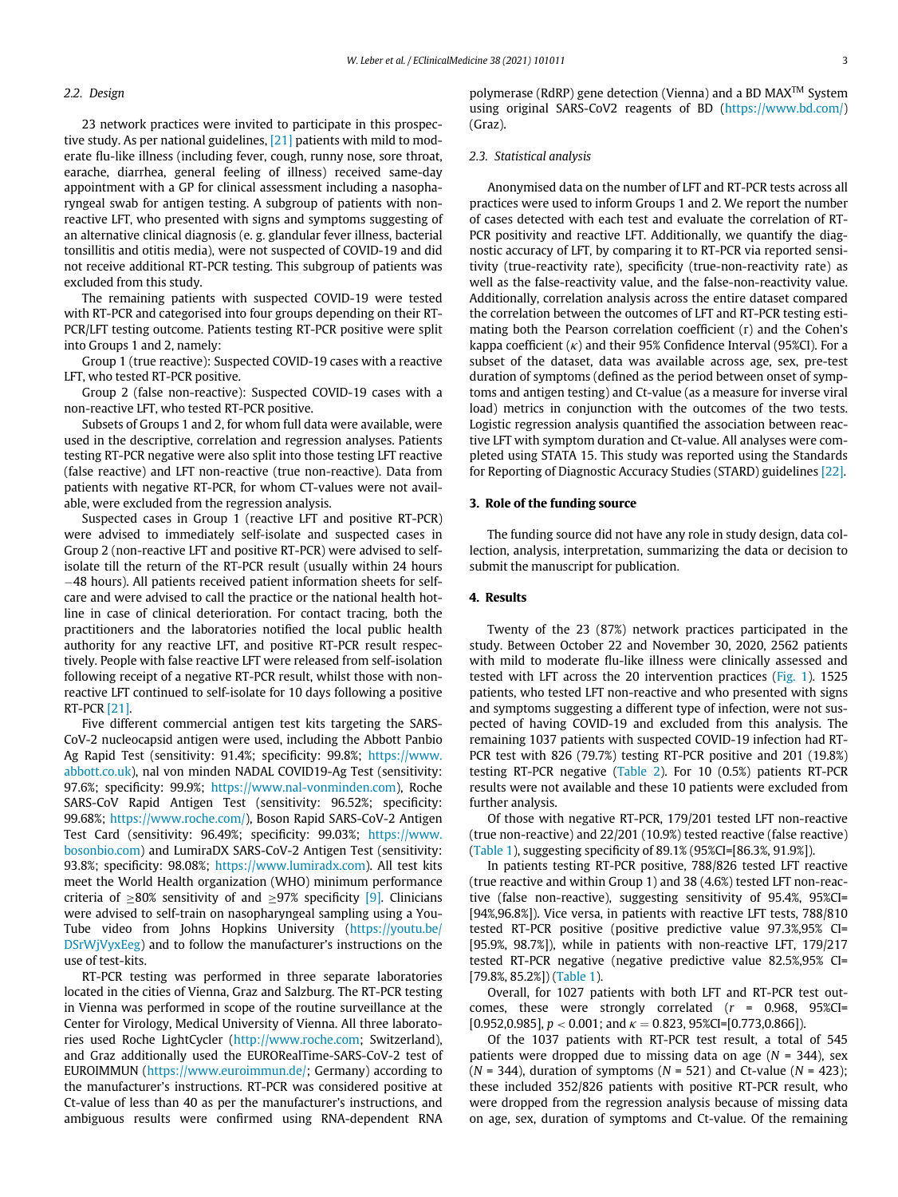### 2.2. Design

23 network practices were invited to participate in this prospective study. As per national guidelines, [21] patients with mild to moderate flu-like illness (including fever, cough, runny nose, sore throat, earache, diarrhea, general feeling of illness) received same-day appointment with a GP for clinical assessment including a nasopharyngeal swab for antigen testing. A subgroup of patients with non-reactive LFT, who presented with signs and symptoms suggesting of an alternative clinical diagnosis (e. g. glandular fever illness, bacterial tonsillitis and otitis media), were not suspected of COVID-19 and did not receive additional RT-PCR testing. This subgroup of patients was excluded from this study.

The remaining patients with suspected COVID-19 were tested with RT-PCR and categorised into four groups depending on their RT-PCR/LFT testing outcome. Patients testing RT-PCR positive were split into Groups 1 and 2, namely:

Group 1 (true reactive): Suspected COVID-19 cases with a reactive LFT, who tested RT-PCR positive.

Group 2 (false non-reactive): Suspected COVID-19 cases with a non-reactive LFT, who tested RT-PCR positive.

Subsets of Groups 1 and 2, for whom full data were available, were used in the descriptive, correlation and regression analyses. Patients testing RT-PCR negative were also split into those testing LFT reactive (false reactive) and LFT non-reactive (true non-reactive). Data from patients with negative RT-PCR, for whom CT-values were not available, were excluded from the regression analysis.

Suspected cases in Group 1 (reactive LFT and positive RT-PCR) were advised to immediately self-isolate and suspected cases in Group 2 (non-reactive LFT and positive RT-PCR) were advised to self-isolate till the return of the RT-PCR result (usually within 24 hours −48 hours). All patients received patient information sheets for self-care and were advised to call the practice or the national health hotline in case of clinical deterioration. For contact tracing, both the practitioners and the laboratories notified the local public health authority for any reactive LFT, and positive RT-PCR result respectively. People with false reactive LFT were released from self-isolation following receipt of a negative RT-PCR result, whilst those with non-reactive LFT continued to self-isolate for 10 days following a positive RT-PCR [21].

Five different commercial antigen test kits targeting the SARS-CoV-2 nucleocapsid antigen were used, including the Abbott Panbio Ag Rapid Test (sensitivity: 91.4%; specificity: 99.8%; https://www.abbott.co.uk), nal von minden NADAL COVID19-Ag Test (sensitivity: 97.6%; specificity: 99.9%; https://www.nal-vonminden.com), Roche SARS-CoV Rapid Antigen Test (sensitivity: 96.52%; specificity: 99.68%; https://www.roche.com/), Boson Rapid SARS-CoV-2 Antigen Test Card (sensitivity: 96.49%; specificity: 99.03%; https://www.bosonbio.com) and LumiraDX SARS-CoV-2 Antigen Test (sensitivity: 93.8%; specificity: 98.08%; https://www.lumiradx.com). All test kits meet the World Health organization (WHO) minimum performance criteria of ≥80% sensitivity of and ≥97% specificity [9]. Clinicians were advised to self-train on nasopharyngeal sampling using a YouTube video from Johns Hopkins University (https://youtu.be/DSrWjVyxEeg) and to follow the manufacturer's instructions on the use of test-kits.

RT-PCR testing was performed in three separate laboratories located in the cities of Vienna, Graz and Salzburg. The RT-PCR testing in Vienna was performed in scope of the routine surveillance at the Center for Virology, Medical University of Vienna. All three laboratories used Roche LightCycler (http://www.roche.com; Switzerland), and Graz additionally used the EURORealTime-SARS-CoV-2 test of EUROIMMUN (https://www.euroimmun.de/; Germany) according to the manufacturer's instructions. RT-PCR was considered positive at Ct-value of less than 40 as per the manufacturer's instructions, and ambiguous results were confirmed using RNA-dependent RNA polymerase (RdRP) gene detection (Vienna) and a BD MAX™ System using original SARS-CoV2 reagents of BD (https://www.bd.com/) (Graz).

### 2.3. Statistical analysis

Anonymised data on the number of LFT and RT-PCR tests across all practices were used to inform Groups 1 and 2. We report the number of cases detected with each test and evaluate the correlation of RT-PCR positivity and reactive LFT. Additionally, we quantify the diagnostic accuracy of LFT, by comparing it to RT-PCR via reported sensitivity (true-reactivity rate), specificity (true-non-reactivity rate) as well as the false-reactivity value, and the false-non-reactivity value. Additionally, correlation analysis across the entire dataset compared the correlation between the outcomes of LFT and RT-PCR testing estimating both the Pearson correlation coefficient (r) and the Cohen's kappa coefficient ($\kappa$) and their 95% Confidence Interval (95%CI). For a subset of the dataset, data was available across age, sex, pre-test duration of symptoms (defined as the period between onset of symptoms and antigen testing) and Ct-value (as a measure for inverse viral load) metrics in conjunction with the outcomes of the two tests. Logistic regression analysis quantified the association between reactive LFT with symptom duration and Ct-value. All analyses were completed using STATA 15. This study was reported using the Standards for Reporting of Diagnostic Accuracy Studies (STARD) guidelines [22].

## 3. Role of the funding source

The funding source did not have any role in study design, data collection, analysis, interpretation, summarizing the data or decision to submit the manuscript for publication.

## 4. Results

Twenty of the 23 (87%) network practices participated in the study. Between October 22 and November 30, 2020, 2562 patients with mild to moderate flu-like illness were clinically assessed and tested with LFT across the 20 intervention practices (Fig. 1). 1525 patients, who tested LFT non-reactive and who presented with signs and symptoms suggesting a different type of infection, were not suspected of having COVID-19 and excluded from this analysis. The remaining 1037 patients with suspected COVID-19 infection had RT-PCR test with 826 (79.7%) testing RT-PCR positive and 201 (19.8%) testing RT-PCR negative (Table 2). For 10 (0.5%) patients RT-PCR results were not available and these 10 patients were excluded from further analysis.

Of those with negative RT-PCR, 179/201 tested LFT non-reactive (true non-reactive) and 22/201 (10.9%) tested reactive (false reactive) (Table 1), suggesting specificity of 89.1% (95%CI=[86.3%, 91.9%]).

In patients testing RT-PCR positive, 788/826 tested LFT reactive (true reactive and within Group 1) and 38 (4.6%) tested LFT non-reactive (false non-reactive), suggesting sensitivity of 95.4%, 95%CI=[94%,96.8%]). Vice versa, in patients with reactive LFT tests, 788/810 tested RT-PCR positive (positive predictive value 97.3%,95% CI=[95.9%, 98.7%]), while in patients with non-reactive LFT, 179/217 tested RT-PCR negative (negative predictive value 82.5%,95% CI=[79.8%, 85.2%]) (Table 1).

Overall, for 1027 patients with both LFT and RT-PCR test outcomes, these were strongly correlated ($r$ = 0.968, 95%CI=[0.952,0.985], $p < 0.001$; and $\kappa = 0.823$, 95%CI=[0.773,0.866]).

Of the 1037 patients with RT-PCR test result, a total of 545 patients were dropped due to missing data on age ($N$ = 344), sex ($N$ = 344), duration of symptoms ($N$ = 521) and Ct-value ($N$ = 423); these included 352/826 patients with positive RT-PCR result, who were dropped from the regression analysis because of missing data on age, sex, duration of symptoms and Ct-value. Of the remaining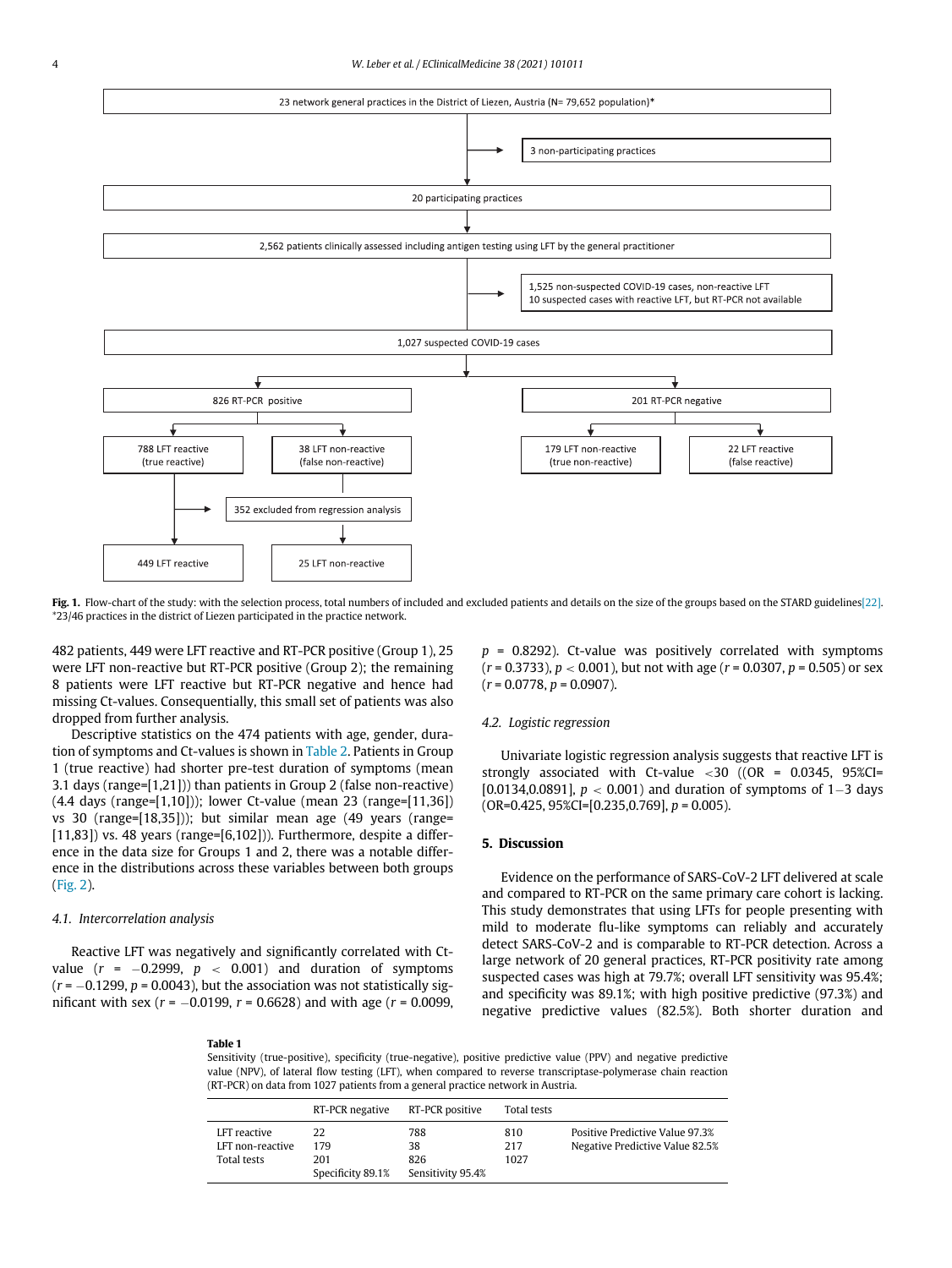23 network general practices in the District of Liezen, Austria (N= 79,652 population)*

3 non-participating practices

20 participating practices

2,562 patients clinically assessed including antigen testing using LFT by the general practitioner

1,525 non-suspected COVID-19 cases, non-reactive LFT
10 suspected cases with reactive LFT, but RT-PCR not available

1,027 suspected COVID-19 cases

826 RT-PCR positive

201 RT-PCR negative

788 LFT reactive (true reactive)

38 LFT non-reactive (false non-reactive)

179 LFT non-reactive (true non-reactive)

22 LFT reactive (false reactive)

352 excluded from regression analysis

449 LFT reactive

25 LFT non-reactive

**Fig. 1.** Flow-chart of the study: with the selection process, total numbers of included and excluded patients and details on the size of the groups based on the STARD guidelines[22]. *23/46 practices in the district of Liezen participated in the practice network.

482 patients, 449 were LFT reactive and RT-PCR positive (Group 1), 25 were LFT non-reactive but RT-PCR positive (Group 2); the remaining 8 patients were LFT reactive but RT-PCR negative and hence had missing Ct-values. Consequentially, this small set of patients was also dropped from further analysis.

Descriptive statistics on the 474 patients with age, gender, duration of symptoms and Ct-values is shown in Table 2. Patients in Group 1 (true reactive) had shorter pre-test duration of symptoms (mean 3.1 days (range=[1,21])) than patients in Group 2 (false non-reactive) (4.4 days (range=[1,10])); lower Ct-value (mean 23 (range=[11,36]) vs 30 (range=[18,35])); but similar mean age (49 years (range=[11,83]) vs. 48 years (range=[6,102])). Furthermore, despite a difference in the data size for Groups 1 and 2, there was a notable difference in the distributions across these variables between both groups (Fig. 2).

### 4.1. Intercorrelation analysis

Reactive LFT was negatively and significantly correlated with Ct-value ($r = -0.2999$, $p < 0.001$) and duration of symptoms ($r = -0.1299$, $p = 0.0043$), but the association was not statistically significant with sex ($r = -0.0199$, $r = 0.6628$) and with age ($r = 0.0099$, $p = 0.8292$). Ct-value was positively correlated with symptoms ($r = 0.3733$, $p < 0.001$), but not with age ($r = 0.0307$, $p = 0.505$) or sex ($r = 0.0778$, $p = 0.0907$).

### 4.2. Logistic regression

Univariate logistic regression analysis suggests that reactive LFT is strongly associated with Ct-value $<30$ ((OR = 0.0345, 95%CI= [0.0134,0.0891], $p < 0.001$) and duration of symptoms of 1–3 days (OR=0.425, 95%CI=[0.235,0.769], $p = 0.005$).

## 5. Discussion

Evidence on the performance of SARS-CoV-2 LFT delivered at scale and compared to RT-PCR on the same primary care cohort is lacking. This study demonstrates that using LFTs for people presenting with mild to moderate flu-like symptoms can reliably and accurately detect SARS-CoV-2 and is comparable to RT-PCR detection. Across a large network of 20 general practices, RT-PCR positivity rate among suspected cases was high at 79.7%; overall LFT sensitivity was 95.4%; and specificity was 89.1%; with high positive predictive (97.3%) and negative predictive values (82.5%). Both shorter duration and

**Table 1**
Sensitivity (true-positive), specificity (true-negative), positive predictive value (PPV) and negative predictive value (NPV), of lateral flow testing (LFT), when compared to reverse transcriptase-polymerase chain reaction (RT-PCR) on data from 1027 patients from a general practice network in Austria.

| | RT-PCR negative | RT-PCR positive | Total tests | |
|---|---|---|---|---|
| LFT reactive | 22 | 788 | 810 | Positive Predictive Value 97.3% |
| LFT non-reactive | 179 | 38 | 217 | Negative Predictive Value 82.5% |
| Total tests | 201 | 826 | 1027 | |
| | Specificity 89.1% | Sensitivity 95.4% | | |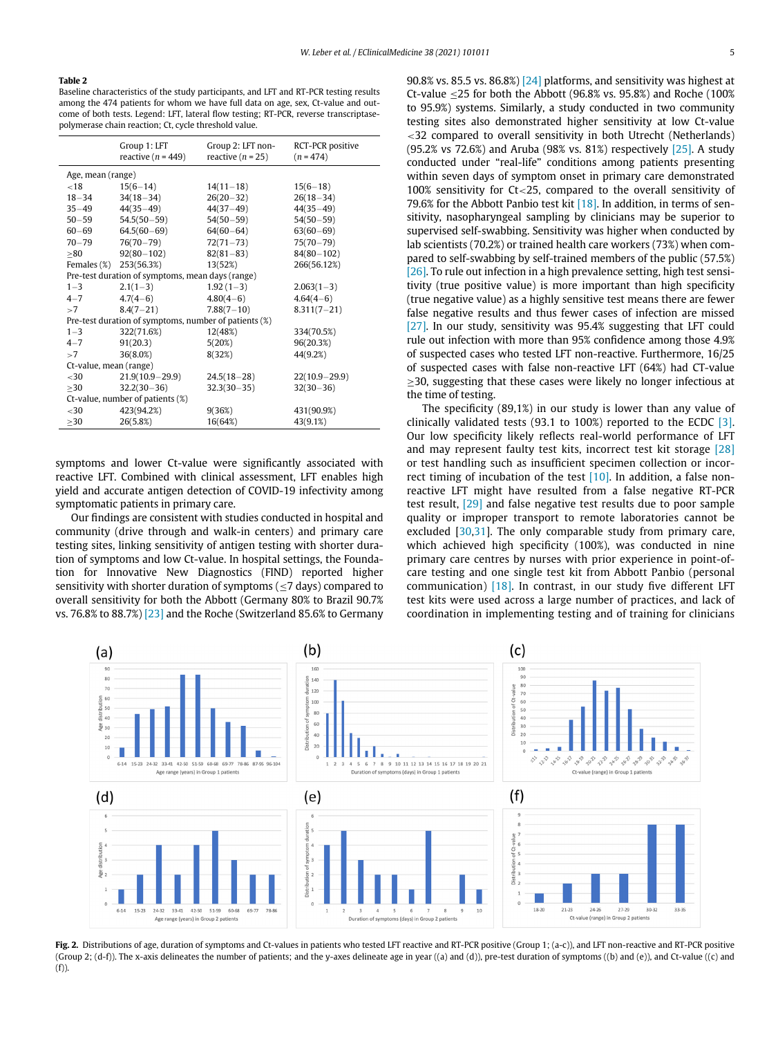**Table 2**
Baseline characteristics of the study participants, and LFT and RT-PCR testing results among the 474 patients for whom we have full data on age, sex, Ct-value and outcome of both tests. Legend: LFT, lateral flow testing; RT-PCR, reverse transcriptase-polymerase chain reaction; Ct, cycle threshold value.

| | Group 1: LFT reactive ($n$ = 449) | Group 2: LFT non-reactive ($n$ = 25) | RCT-PCR positive ($n$ = 474) |
|---|---|---|---|
| Age, mean (range) | | | |
| <18 | 15(6–14) | 14(11–18) | 15(6–18) |
| 18–34 | 34(18–34) | 26(20–32) | 26(18–34) |
| 35–49 | 44(35–49) | 44(37–49) | 44(35–49) |
| 50–59 | 54.5(50–59) | 54(50–59) | 54(50–59) |
| 60–69 | 64.5(60–69) | 64(60–64) | 63(60–69) |
| 70–79 | 76(70–79) | 72(71–73) | 75(70–79) |
| ≥80 | 92(80–102) | 82(81–83) | 84(80–102) |
| Females (%) | 253(56.3%) | 13(52%) | 266(56.12%) |
| Pre-test duration of symptoms, mean days (range) | | | |
| 1–3 | 2.1(1–3) | 1.92 (1–3) | 2.063(1–3) |
| 4–7 | 4.7(4–6) | 4.80(4–6) | 4.64(4–6) |
| >7 | 8.4(7–21) | 7.88(7–10) | 8.311(7–21) |
| Pre-test duration of symptoms, number of patients (%) | | | |
| 1–3 | 322(71.6%) | 12(48%) | 334(70.5%) |
| 4–7 | 91(20.3) | 5(20%) | 96(20.3%) |
| >7 | 36(8.0%) | 8(32%) | 44(9.2%) |
| Ct-value, mean (range) | | | |
| <30 | 21.9(10.9–29.9) | 24.5(18–28) | 22(10.9–29.9) |
| ≥30 | 32.2(30–36) | 32.3(30–35) | 32(30–36) |
| Ct-value, number of patients (%) | | | |
| <30 | 423(94.2%) | 9(36%) | 431(90.9%) |
| ≥30 | 26(5.8%) | 16(64%) | 43(9.1%) |

symptoms and lower Ct-value were significantly associated with reactive LFT. Combined with clinical assessment, LFT enables high yield and accurate antigen detection of COVID-19 infectivity among symptomatic patients in primary care.

Our findings are consistent with studies conducted in hospital and community (drive through and walk-in centers) and primary care testing sites, linking sensitivity of antigen testing with shorter duration of symptoms and low Ct-value. In hospital settings, the Foundation for Innovative New Diagnostics (FIND) reported higher sensitivity with shorter duration of symptoms (≤7 days) compared to overall sensitivity for both the Abbott (Germany 80% to Brazil 90.7% vs. 76.8% to 88.7%) [23] and the Roche (Switzerland 85.6% to Germany 90.8% vs. 85.5 vs. 86.8%) [24] platforms, and sensitivity was highest at Ct-value ≤25 for both the Abbott (96.8% vs. 95.8%) and Roche (100% to 95.9%) systems. Similarly, a study conducted in two community testing sites also demonstrated higher sensitivity at low Ct-value <32 compared to overall sensitivity in both Utrecht (Netherlands) (95.2% vs 72.6%) and Aruba (98% vs. 81%) respectively [25]. A study conducted under "real-life" conditions among patients presenting within seven days of symptom onset in primary care demonstrated 100% sensitivity for Ct<25, compared to the overall sensitivity of 79.6% for the Abbott Panbio test kit [18]. In addition, in terms of sensitivity, nasopharyngeal sampling by clinicians may be superior to supervised self-swabbing. Sensitivity was higher when conducted by lab scientists (70.2%) or trained health care workers (73%) when compared to self-swabbing by self-trained members of the public (57.5%) [26]. To rule out infection in a high prevalence setting, high test sensitivity (true positive value) is more important than high specificity (true negative value) as a highly sensitive test means there are fewer false negative results and thus fewer cases of infection are missed [27]. In our study, sensitivity was 95.4% suggesting that LFT could rule out infection with more than 95% confidence among those 4.9% of suspected cases who tested LFT non-reactive. Furthermore, 16/25 of suspected cases with false non-reactive LFT (64%) had CT-value ≥30, suggesting that these cases were likely no longer infectious at the time of testing.

The specificity (89,1%) in our study is lower than any value of clinically validated tests (93.1 to 100%) reported to the ECDC [3]. Our low specificity likely reflects real-world performance of LFT and may represent faulty test kits, incorrect test kit storage [28] or test handling such as insufficient specimen collection or incorrect timing of incubation of the test [10]. In addition, a false non-reactive LFT might have resulted from a false negative RT-PCR test result, [29] and false negative test results due to poor sample quality or improper transport to remote laboratories cannot be excluded [30,31]. The only comparable study from primary care, which achieved high specificity (100%), was conducted in nine primary care centres by nurses with prior experience in point-of-care testing and one single test kit from Abbott Panbio (personal communication) [18]. In contrast, in our study five different LFT test kits were used across a large number of practices, and lack of coordination in implementing testing and of training for clinicians

**Fig. 2.** Distributions of age, duration of symptoms and Ct-values in patients who tested LFT reactive and RT-PCR positive (Group 1; (a-c)), and LFT non-reactive and RT-PCR positive (Group 2; (d-f)). The x-axis delineates the number of patients; and the y-axes delineate age in year ((a) and (d)), pre-test duration of symptoms ((b) and (e)), and Ct-value ((c) and (f)).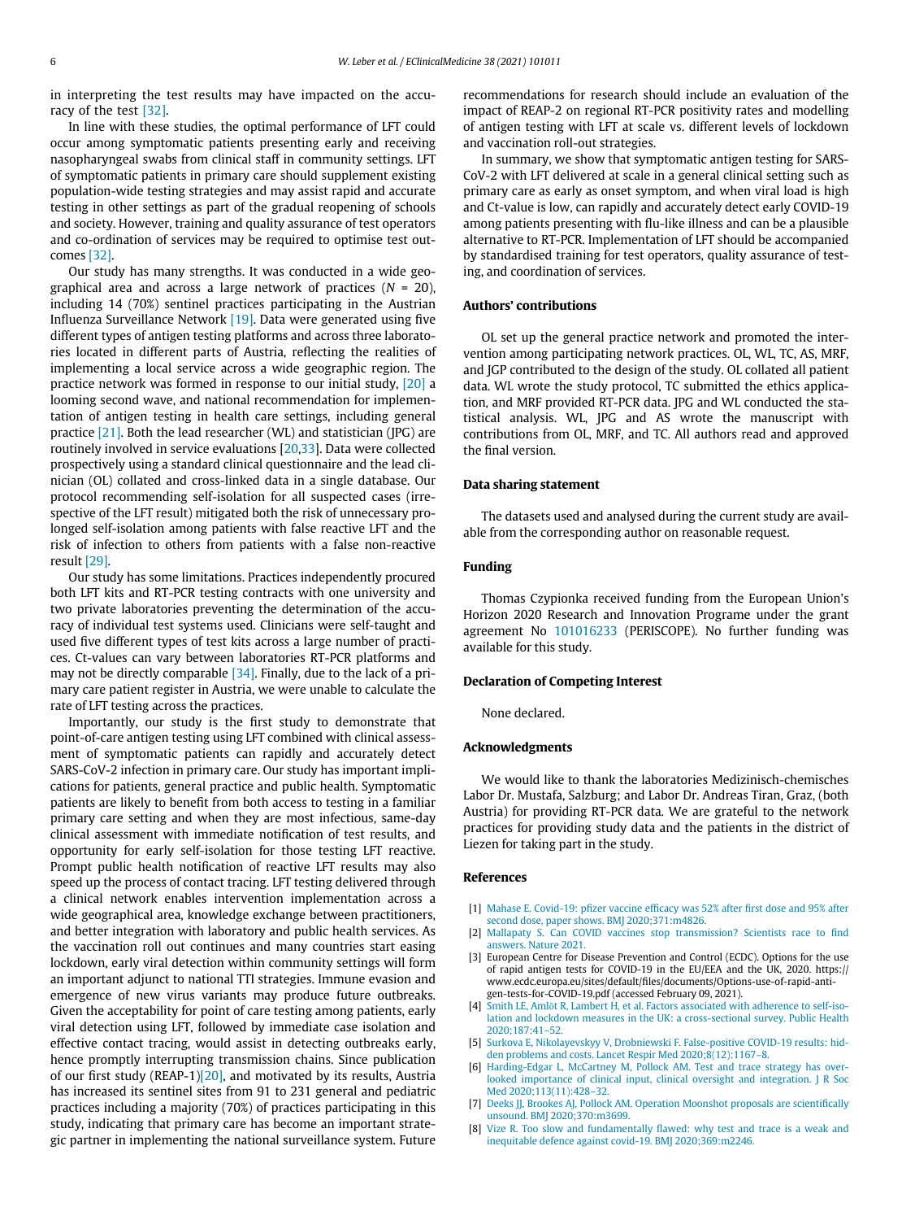in interpreting the test results may have impacted on the accuracy of the test [32].

In line with these studies, the optimal performance of LFT could occur among symptomatic patients presenting early and receiving nasopharyngeal swabs from clinical staff in community settings. LFT of symptomatic patients in primary care should supplement existing population-wide testing strategies and may assist rapid and accurate testing in other settings as part of the gradual reopening of schools and society. However, training and quality assurance of test operators and co-ordination of services may be required to optimise test outcomes [32].

Our study has many strengths. It was conducted in a wide geographical area and across a large network of practices (*N* = 20), including 14 (70%) sentinel practices participating in the Austrian Influenza Surveillance Network [19]. Data were generated using five different types of antigen testing platforms and across three laboratories located in different parts of Austria, reflecting the realities of implementing a local service across a wide geographic region. The practice network was formed in response to our initial study, [20] a looming second wave, and national recommendation for implementation of antigen testing in health care settings, including general practice [21]. Both the lead researcher (WL) and statistician (JPG) are routinely involved in service evaluations [20,33]. Data were collected prospectively using a standard clinical questionnaire and the lead clinician (OL) collated and cross-linked data in a single database. Our protocol recommending self-isolation for all suspected cases (irrespective of the LFT result) mitigated both the risk of unnecessary prolonged self-isolation among patients with false reactive LFT and the risk of infection to others from patients with a false non-reactive result [29].

Our study has some limitations. Practices independently procured both LFT kits and RT-PCR testing contracts with one university and two private laboratories preventing the determination of the accuracy of individual test systems used. Clinicians were self-taught and used five different types of test kits across a large number of practices. Ct-values can vary between laboratories RT-PCR platforms and may not be directly comparable [34]. Finally, due to the lack of a primary care patient register in Austria, we were unable to calculate the rate of LFT testing across the practices.

Importantly, our study is the first study to demonstrate that point-of-care antigen testing using LFT combined with clinical assessment of symptomatic patients can rapidly and accurately detect SARS-CoV-2 infection in primary care. Our study has important implications for patients, general practice and public health. Symptomatic patients are likely to benefit from both access to testing in a familiar primary care setting and when they are most infectious, same-day clinical assessment with immediate notification of test results, and opportunity for early self-isolation for those testing LFT reactive. Prompt public health notification of reactive LFT results may also speed up the process of contact tracing. LFT testing delivered through a clinical network enables intervention implementation across a wide geographical area, knowledge exchange between practitioners, and better integration with laboratory and public health services. As the vaccination roll out continues and many countries start easing lockdown, early viral detection within community settings will form an important adjunct to national TTI strategies. Immune evasion and emergence of new virus variants may produce future outbreaks. Given the acceptability for point of care testing among patients, early viral detection using LFT, followed by immediate case isolation and effective contact tracing, would assist in detecting outbreaks early, hence promptly interrupting transmission chains. Since publication of our first study (REAP-1)[20], and motivated by its results, Austria has increased its sentinel sites from 91 to 231 general and pediatric practices including a majority (70%) of practices participating in this study, indicating that primary care has become an important strategic partner in implementing the national surveillance system. Future recommendations for research should include an evaluation of the impact of REAP-2 on regional RT-PCR positivity rates and modelling of antigen testing with LFT at scale vs. different levels of lockdown and vaccination roll-out strategies.

In summary, we show that symptomatic antigen testing for SARS-CoV-2 with LFT delivered at scale in a general clinical setting such as primary care as early as onset symptom, and when viral load is high and Ct-value is low, can rapidly and accurately detect early COVID-19 among patients presenting with flu-like illness and can be a plausible alternative to RT-PCR. Implementation of LFT should be accompanied by standardised training for test operators, quality assurance of testing, and coordination of services.

## Authors' contributions

OL set up the general practice network and promoted the intervention among participating network practices. OL, WL, TC, AS, MRF, and JGP contributed to the design of the study. OL collated all patient data. WL wrote the study protocol, TC submitted the ethics application, and MRF provided RT-PCR data. JPG and WL conducted the statistical analysis. WL, JPG and AS wrote the manuscript with contributions from OL, MRF, and TC. All authors read and approved the final version.

## Data sharing statement

The datasets used and analysed during the current study are available from the corresponding author on reasonable request.

## Funding

Thomas Czypionka received funding from the European Union's Horizon 2020 Research and Innovation Programe under the grant agreement No 101016233 (PERISCOPE). No further funding was available for this study.

## Declaration of Competing Interest

None declared.

## Acknowledgments

We would like to thank the laboratories Medizinisch-chemisches Labor Dr. Mustafa, Salzburg; and Labor Dr. Andreas Tiran, Graz, (both Austria) for providing RT-PCR data. We are grateful to the network practices for providing study data and the patients in the district of Liezen for taking part in the study.

## References

[1] Mahase E. Covid-19: pfizer vaccine efficacy was 52% after first dose and 95% after second dose, paper shows. BMJ 2020;371:m4826.

[2] Mallapaty S. Can COVID vaccines stop transmission? Scientists race to find answers. Nature 2021.

[3] European Centre for Disease Prevention and Control (ECDC). Options for the use of rapid antigen tests for COVID-19 in the EU/EEA and the UK, 2020. https://www.ecdc.europa.eu/sites/default/files/documents/Options-use-of-rapid-antigen-tests-for-COVID-19.pdf (accessed February 09, 2021).

[4] Smith LE, Amlôt R, Lambert H, et al. Factors associated with adherence to self-isolation and lockdown measures in the UK: a cross-sectional survey. Public Health 2020;187:41–52.

[5] Surkova E, Nikolayevskyy V, Drobniewski F. False-positive COVID-19 results: hidden problems and costs. Lancet Respir Med 2020;8(12):1167–8.

[6] Harding-Edgar L, McCartney M, Pollock AM. Test and trace strategy has overlooked importance of clinical input, clinical oversight and integration. J R Soc Med 2020;113(11):428–32.

[7] Deeks JJ, Brookes AJ, Pollock AM. Operation Moonshot proposals are scientifically unsound. BMJ 2020;370:m3699.

[8] Vize R. Too slow and fundamentally flawed: why test and trace is a weak and inequitable defence against covid-19. BMJ 2020;369:m2246.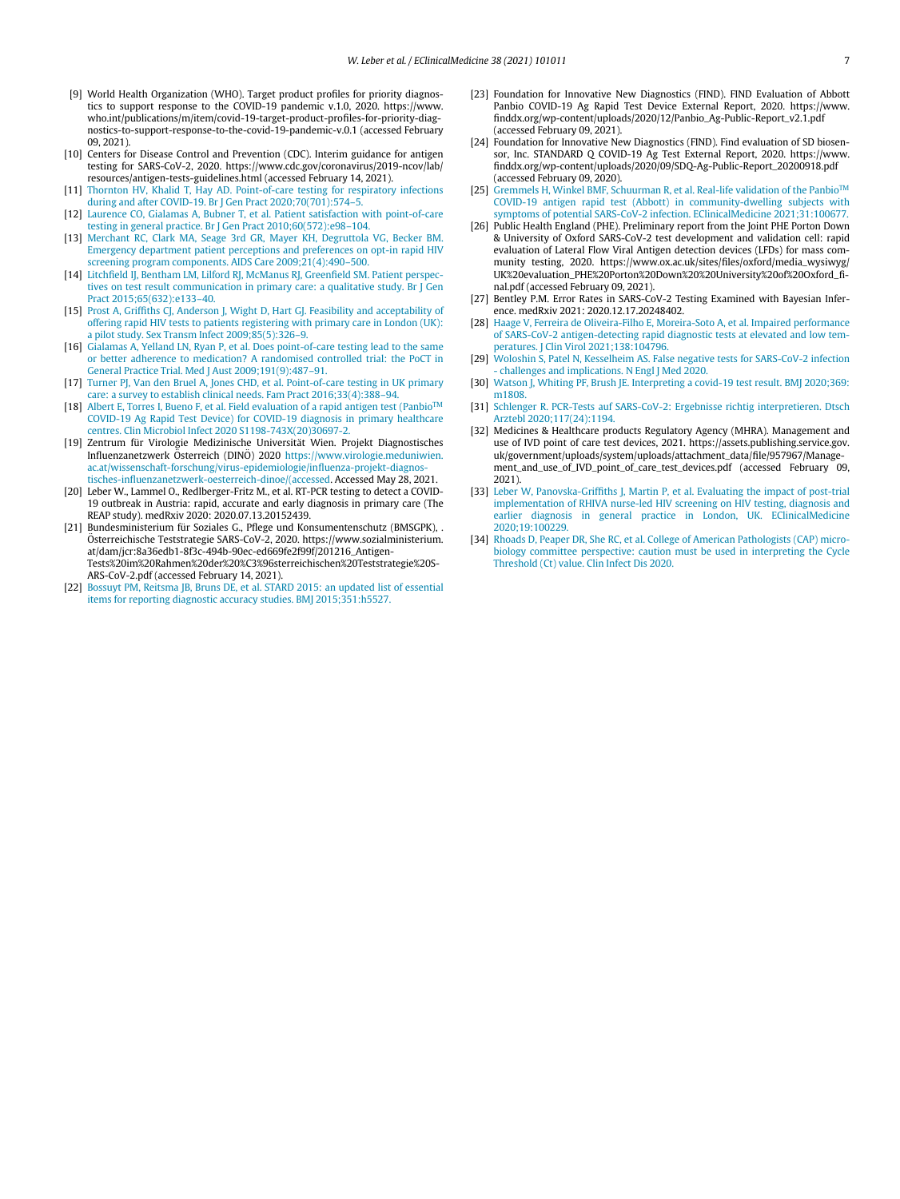[9] World Health Organization (WHO). Target product profiles for priority diagnostics to support response to the COVID-19 pandemic v.1.0, 2020. https://www.who.int/publications/m/item/covid-19-target-product-profiles-for-priority-diagnostics-to-support-response-to-the-covid-19-pandemic-v.0.1 (accessed February 09, 2021).

[10] Centers for Disease Control and Prevention (CDC). Interim guidance for antigen testing for SARS-CoV-2, 2020. https://www.cdc.gov/coronavirus/2019-ncov/lab/resources/antigen-tests-guidelines.html (accessed February 14, 2021).

[11] Thornton HV, Khalid T, Hay AD. Point-of-care testing for respiratory infections during and after COVID-19. Br J Gen Pract 2020;70(701):574–5.

[12] Laurence CO, Gialamas A, Bubner T, et al. Patient satisfaction with point-of-care testing in general practice. Br J Gen Pract 2010;60(572):e98–104.

[13] Merchant RC, Clark MA, Seage 3rd GR, Mayer KH, Degruttola VG, Becker BM. Emergency department patient perceptions and preferences on opt-in rapid HIV screening program components. AIDS Care 2009;21(4):490–500.

[14] Litchfield IJ, Bentham LM, Lilford RJ, McManus RJ, Greenfield SM. Patient perspectives on test result communication in primary care: a qualitative study. Br J Gen Pract 2015;65(632):e133–40.

[15] Prost A, Griffiths CJ, Anderson J, Wight D, Hart GJ. Feasibility and acceptability of offering rapid HIV tests to patients registering with primary care in London (UK): a pilot study. Sex Transm Infect 2009;85(5):326–9.

[16] Gialamas A, Yelland LN, Ryan P, et al. Does point-of-care testing lead to the same or better adherence to medication? A randomised controlled trial: the PoCT in General Practice Trial. Med J Aust 2009;191(9):487–91.

[17] Turner PJ, Van den Bruel A, Jones CHD, et al. Point-of-care testing in UK primary care: a survey to establish clinical needs. Fam Pract 2016;33(4):388–94.

[18] Albert E, Torres I, Bueno F, et al. Field evaluation of a rapid antigen test (Panbio™ COVID-19 Ag Rapid Test Device) for COVID-19 diagnosis in primary healthcare centres. Clin Microbiol Infect 2020 S1198-743X(20)30697-2.

[19] Zentrum für Virologie Medizinische Universität Wien. Projekt Diagnostisches Influenzanetzwerk Österreich (DINÖ) 2020 https://www.virologie.meduniwien.ac.at/wissenschaft-forschung/virus-epidemiologie/influenza-projekt-diagnostisches-influenzanetzwerk-oesterreich-dinoe/(accessed. Accessed May 28, 2021.

[20] Leber W., Lammel O., Redlberger-Fritz M., et al. RT-PCR testing to detect a COVID-19 outbreak in Austria: rapid, accurate and early diagnosis in primary care (The REAP study). medRxiv 2020: 2020.07.13.20152439.

[21] Bundesministerium für Soziales G., Pflege und Konsumentenschutz (BMSGPK), . Österreichische Teststrategie SARS-CoV-2, 2020. https://www.sozialministerium.at/dam/jcr:8a36edb1-8f3c-494b-90ec-ed669fe2f99f/201216_Antigen-Tests%20im%20Rahmen%20der%20%C3%96sterreichischen%20Teststrategie%20SARS-CoV-2.pdf (accessed February 14, 2021).

[22] Bossuyt PM, Reitsma JB, Bruns DE, et al. STARD 2015: an updated list of essential items for reporting diagnostic accuracy studies. BMJ 2015;351:h5527.

[23] Foundation for Innovative New Diagnostics (FIND). FIND Evaluation of Abbott Panbio COVID-19 Ag Rapid Test Device External Report, 2020. https://www.finddx.org/wp-content/uploads/2020/12/Panbio_Ag-Public-Report_v2.1.pdf (accessed February 09, 2021).

[24] Foundation for Innovative New Diagnostics (FIND). Find evaluation of SD biosensor, Inc. STANDARD Q COVID-19 Ag Test External Report, 2020. https://www.finddx.org/wp-content/uploads/2020/09/SDQ-Ag-Public-Report_20200918.pdf (accessed February 09, 2020).

[25] Gremmels H, Winkel BMF, Schuurman R, et al. Real-life validation of the Panbio™ COVID-19 antigen rapid test (Abbott) in community-dwelling subjects with symptoms of potential SARS-CoV-2 infection. EClinicalMedicine 2021;31:100677.

[26] Public Health England (PHE). Preliminary report from the Joint PHE Porton Down & University of Oxford SARS-CoV-2 test development and validation cell: rapid evaluation of Lateral Flow Viral Antigen detection devices (LFDs) for mass community testing, 2020. https://www.ox.ac.uk/sites/files/oxford/media_wysiwyg/UK%20evaluation_PHE%20Porton%20Down%20%20University%20of%20Oxford_final.pdf (accessed February 09, 2021).

[27] Bentley P.M. Error Rates in SARS-CoV-2 Testing Examined with Bayesian Inference. medRxiv 2021: 2020.12.17.20248402.

[28] Haage V, Ferreira de Oliveira-Filho E, Moreira-Soto A, et al. Impaired performance of SARS-CoV-2 antigen-detecting rapid diagnostic tests at elevated and low temperatures. J Clin Virol 2021;138:104796.

[29] Woloshin S, Patel N, Kesselheim AS. False negative tests for SARS-CoV-2 infection - challenges and implications. N Engl J Med 2020.

[30] Watson J, Whiting PF, Brush JE. Interpreting a covid-19 test result. BMJ 2020;369:m1808.

[31] Schlenger R. PCR-Tests auf SARS-CoV-2: Ergebnisse richtig interpretieren. Dtsch Arztebl 2020;117(24):1194.

[32] Medicines & Healthcare products Regulatory Agency (MHRA). Management and use of IVD point of care test devices, 2021. https://assets.publishing.service.gov.uk/government/uploads/system/uploads/attachment_data/file/957967/Management_and_use_of_IVD_point_of_care_test_devices.pdf (accessed February 09, 2021).

[33] Leber W, Panovska-Griffiths J, Martin P, et al. Evaluating the impact of post-trial implementation of RHIVA nurse-led HIV screening on HIV testing, diagnosis and earlier diagnosis in general practice in London, UK. EClinicalMedicine 2020;19:100229.

[34] Rhoads D, Peaper DR, She RC, et al. College of American Pathologists (CAP) microbiology committee perspective: caution must be used in interpreting the Cycle Threshold (Ct) value. Clin Infect Dis 2020.